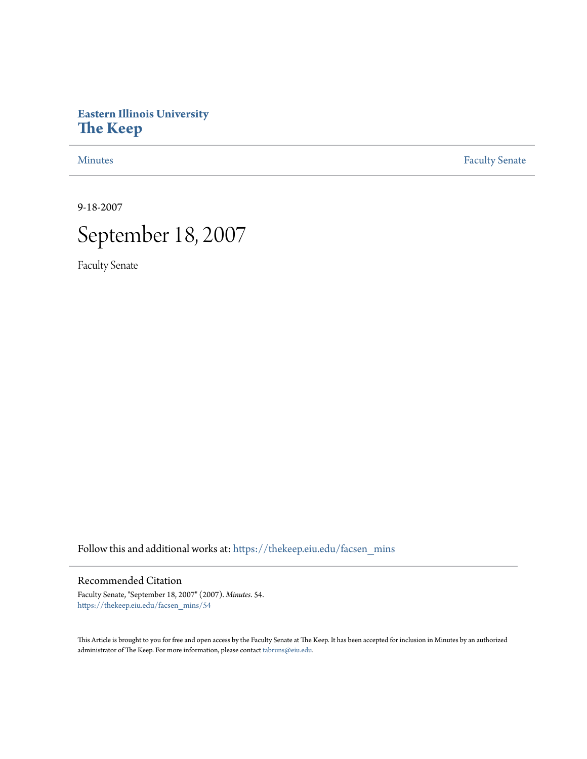**Eastern Illinois University**
**The Keep**

Minutes | Faculty Senate

9-18-2007

# September 18, 2007

Faculty Senate

Follow this and additional works at: https://thekeep.eiu.edu/facsen_mins

## Recommended Citation

Faculty Senate, "September 18, 2007" (2007). *Minutes*. 54.
https://thekeep.eiu.edu/facsen_mins/54

This Article is brought to you for free and open access by the Faculty Senate at The Keep. It has been accepted for inclusion in Minutes by an authorized administrator of The Keep. For more information, please contact tabruns@eiu.edu.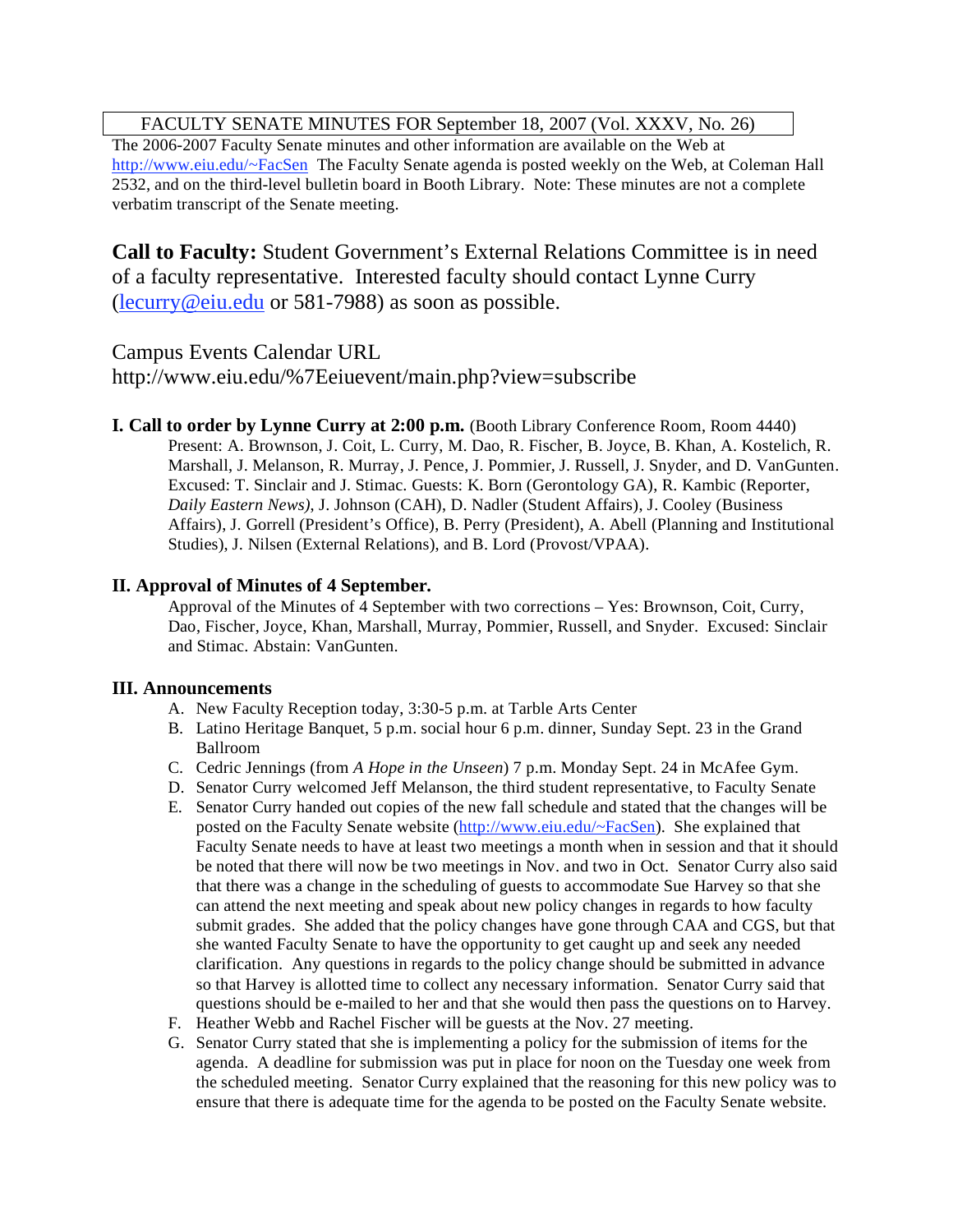FACULTY SENATE MINUTES FOR September 18, 2007 (Vol. XXXV, No. 26)

The 2006-2007 Faculty Senate minutes and other information are available on the Web at http://www.eiu.edu/~FacSen The Faculty Senate agenda is posted weekly on the Web, at Coleman Hall 2532, and on the third-level bulletin board in Booth Library. Note: These minutes are not a complete verbatim transcript of the Senate meeting.

**Call to Faculty:** Student Government's External Relations Committee is in need of a faculty representative. Interested faculty should contact Lynne Curry (lecurry@eiu.edu or 581-7988) as soon as possible.

Campus Events Calendar URL
http://www.eiu.edu/%7Eeiuevent/main.php?view=subscribe

**I. Call to order by Lynne Curry at 2:00 p.m.** (Booth Library Conference Room, Room 4440)

Present: A. Brownson, J. Coit, L. Curry, M. Dao, R. Fischer, B. Joyce, B. Khan, A. Kostelich, R. Marshall, J. Melanson, R. Murray, J. Pence, J. Pommier, J. Russell, J. Snyder, and D. VanGunten. Excused: T. Sinclair and J. Stimac. Guests: K. Born (Gerontology GA), R. Kambic (Reporter, *Daily Eastern News)*, J. Johnson (CAH), D. Nadler (Student Affairs), J. Cooley (Business Affairs), J. Gorrell (President's Office), B. Perry (President), A. Abell (Planning and Institutional Studies), J. Nilsen (External Relations), and B. Lord (Provost/VPAA).

**II. Approval of Minutes of 4 September.**

Approval of the Minutes of 4 September with two corrections – Yes: Brownson, Coit, Curry, Dao, Fischer, Joyce, Khan, Marshall, Murray, Pommier, Russell, and Snyder. Excused: Sinclair and Stimac. Abstain: VanGunten.

**III. Announcements**

A. New Faculty Reception today, 3:30-5 p.m. at Tarble Arts Center
B. Latino Heritage Banquet, 5 p.m. social hour 6 p.m. dinner, Sunday Sept. 23 in the Grand Ballroom
C. Cedric Jennings (from *A Hope in the Unseen*) 7 p.m. Monday Sept. 24 in McAfee Gym.
D. Senator Curry welcomed Jeff Melanson, the third student representative, to Faculty Senate
E. Senator Curry handed out copies of the new fall schedule and stated that the changes will be posted on the Faculty Senate website (http://www.eiu.edu/~FacSen). She explained that Faculty Senate needs to have at least two meetings a month when in session and that it should be noted that there will now be two meetings in Nov. and two in Oct. Senator Curry also said that there was a change in the scheduling of guests to accommodate Sue Harvey so that she can attend the next meeting and speak about new policy changes in regards to how faculty submit grades. She added that the policy changes have gone through CAA and CGS, but that she wanted Faculty Senate to have the opportunity to get caught up and seek any needed clarification. Any questions in regards to the policy change should be submitted in advance so that Harvey is allotted time to collect any necessary information. Senator Curry said that questions should be e-mailed to her and that she would then pass the questions on to Harvey.
F. Heather Webb and Rachel Fischer will be guests at the Nov. 27 meeting.
G. Senator Curry stated that she is implementing a policy for the submission of items for the agenda. A deadline for submission was put in place for noon on the Tuesday one week from the scheduled meeting. Senator Curry explained that the reasoning for this new policy was to ensure that there is adequate time for the agenda to be posted on the Faculty Senate website.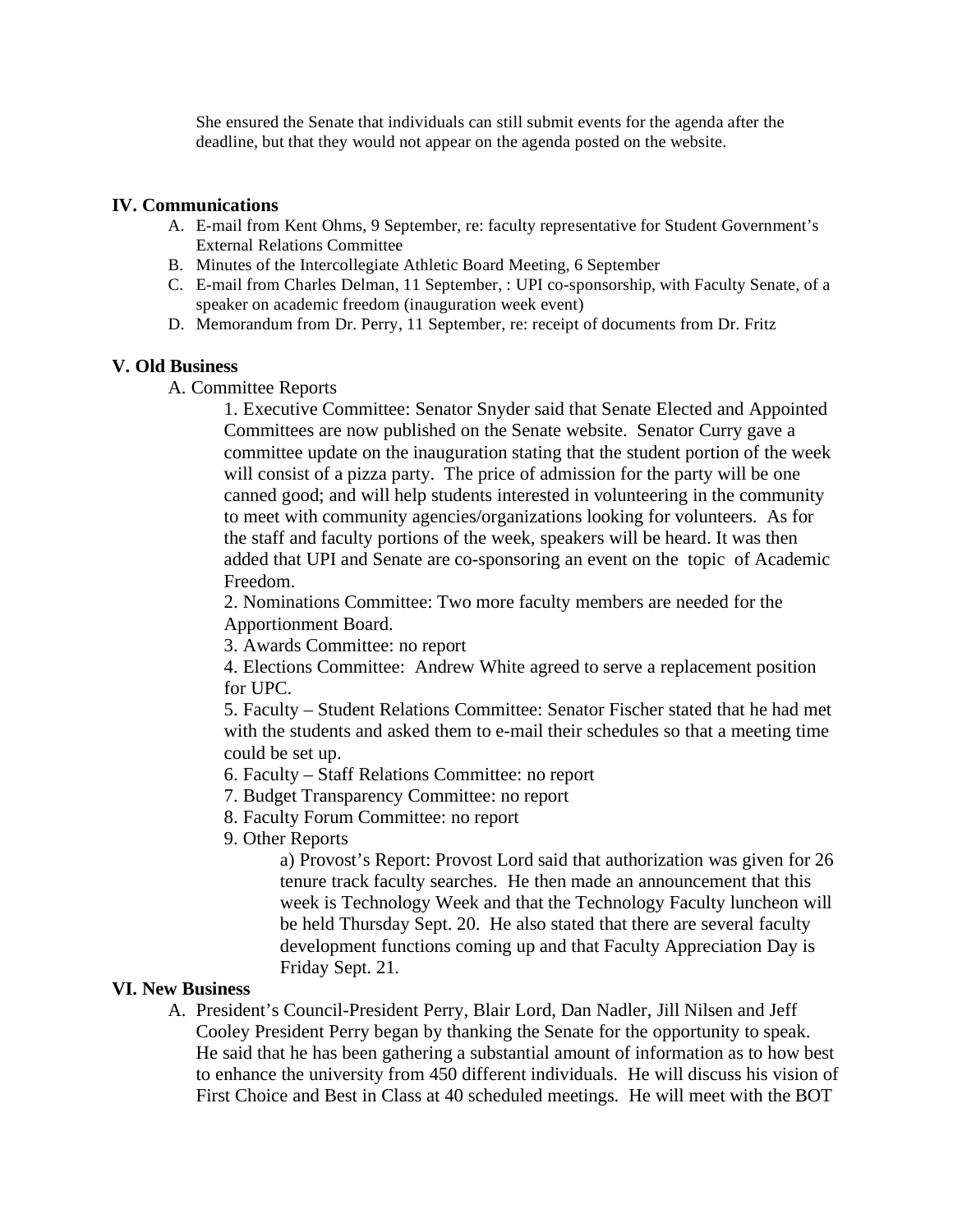She ensured the Senate that individuals can still submit events for the agenda after the deadline, but that they would not appear on the agenda posted on the website.

## IV. Communications

A. E-mail from Kent Ohms, 9 September, re: faculty representative for Student Government's External Relations Committee
B. Minutes of the Intercollegiate Athletic Board Meeting, 6 September
C. E-mail from Charles Delman, 11 September, : UPI co-sponsorship, with Faculty Senate, of a speaker on academic freedom (inauguration week event)
D. Memorandum from Dr. Perry, 11 September, re: receipt of documents from Dr. Fritz

## V. Old Business

A. Committee Reports

1. Executive Committee: Senator Snyder said that Senate Elected and Appointed Committees are now published on the Senate website. Senator Curry gave a committee update on the inauguration stating that the student portion of the week will consist of a pizza party. The price of admission for the party will be one canned good; and will help students interested in volunteering in the community to meet with community agencies/organizations looking for volunteers. As for the staff and faculty portions of the week, speakers will be heard. It was then added that UPI and Senate are co-sponsoring an event on the topic of Academic Freedom.
2. Nominations Committee: Two more faculty members are needed for the Apportionment Board.
3. Awards Committee: no report
4. Elections Committee: Andrew White agreed to serve a replacement position for UPC.
5. Faculty – Student Relations Committee: Senator Fischer stated that he had met with the students and asked them to e-mail their schedules so that a meeting time could be set up.
6. Faculty – Staff Relations Committee: no report
7. Budget Transparency Committee: no report
8. Faculty Forum Committee: no report
9. Other Reports
   a) Provost's Report: Provost Lord said that authorization was given for 26 tenure track faculty searches. He then made an announcement that this week is Technology Week and that the Technology Faculty luncheon will be held Thursday Sept. 20. He also stated that there are several faculty development functions coming up and that Faculty Appreciation Day is Friday Sept. 21.

## VI. New Business

A. President's Council-President Perry, Blair Lord, Dan Nadler, Jill Nilsen and Jeff Cooley President Perry began by thanking the Senate for the opportunity to speak. He said that he has been gathering a substantial amount of information as to how best to enhance the university from 450 different individuals. He will discuss his vision of First Choice and Best in Class at 40 scheduled meetings. He will meet with the BOT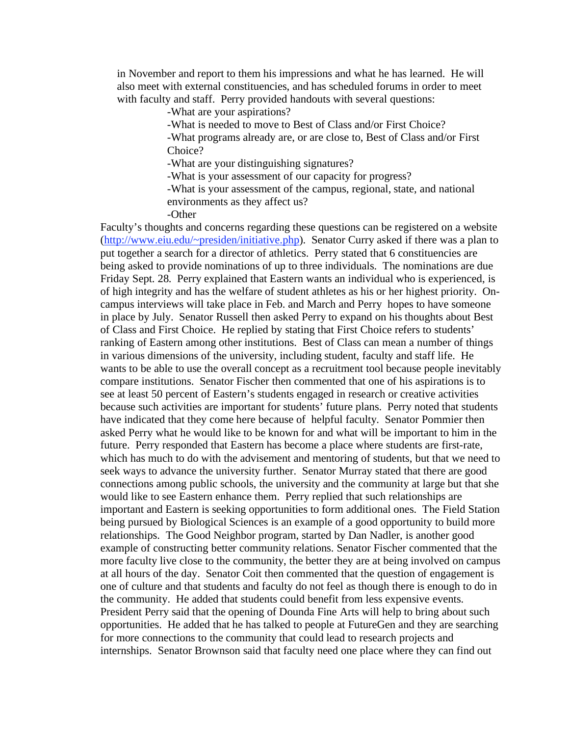in November and report to them his impressions and what he has learned. He will also meet with external constituencies, and has scheduled forums in order to meet with faculty and staff. Perry provided handouts with several questions:

- -What are your aspirations?
- -What is needed to move to Best of Class and/or First Choice?
- -What programs already are, or are close to, Best of Class and/or First Choice?
- -What are your distinguishing signatures?
- -What is your assessment of our capacity for progress?
- -What is your assessment of the campus, regional, state, and national environments as they affect us?
- -Other

Faculty's thoughts and concerns regarding these questions can be registered on a website (http://www.eiu.edu/~presiden/initiative.php). Senator Curry asked if there was a plan to put together a search for a director of athletics. Perry stated that 6 constituencies are being asked to provide nominations of up to three individuals. The nominations are due Friday Sept. 28. Perry explained that Eastern wants an individual who is experienced, is of high integrity and has the welfare of student athletes as his or her highest priority. On-campus interviews will take place in Feb. and March and Perry hopes to have someone in place by July. Senator Russell then asked Perry to expand on his thoughts about Best of Class and First Choice. He replied by stating that First Choice refers to students' ranking of Eastern among other institutions. Best of Class can mean a number of things in various dimensions of the university, including student, faculty and staff life. He wants to be able to use the overall concept as a recruitment tool because people inevitably compare institutions. Senator Fischer then commented that one of his aspirations is to see at least 50 percent of Eastern's students engaged in research or creative activities because such activities are important for students' future plans. Perry noted that students have indicated that they come here because of helpful faculty. Senator Pommier then asked Perry what he would like to be known for and what will be important to him in the future. Perry responded that Eastern has become a place where students are first-rate, which has much to do with the advisement and mentoring of students, but that we need to seek ways to advance the university further. Senator Murray stated that there are good connections among public schools, the university and the community at large but that she would like to see Eastern enhance them. Perry replied that such relationships are important and Eastern is seeking opportunities to form additional ones. The Field Station being pursued by Biological Sciences is an example of a good opportunity to build more relationships. The Good Neighbor program, started by Dan Nadler, is another good example of constructing better community relations. Senator Fischer commented that the more faculty live close to the community, the better they are at being involved on campus at all hours of the day. Senator Coit then commented that the question of engagement is one of culture and that students and faculty do not feel as though there is enough to do in the community. He added that students could benefit from less expensive events. President Perry said that the opening of Dounda Fine Arts will help to bring about such opportunities. He added that he has talked to people at FutureGen and they are searching for more connections to the community that could lead to research projects and internships. Senator Brownson said that faculty need one place where they can find out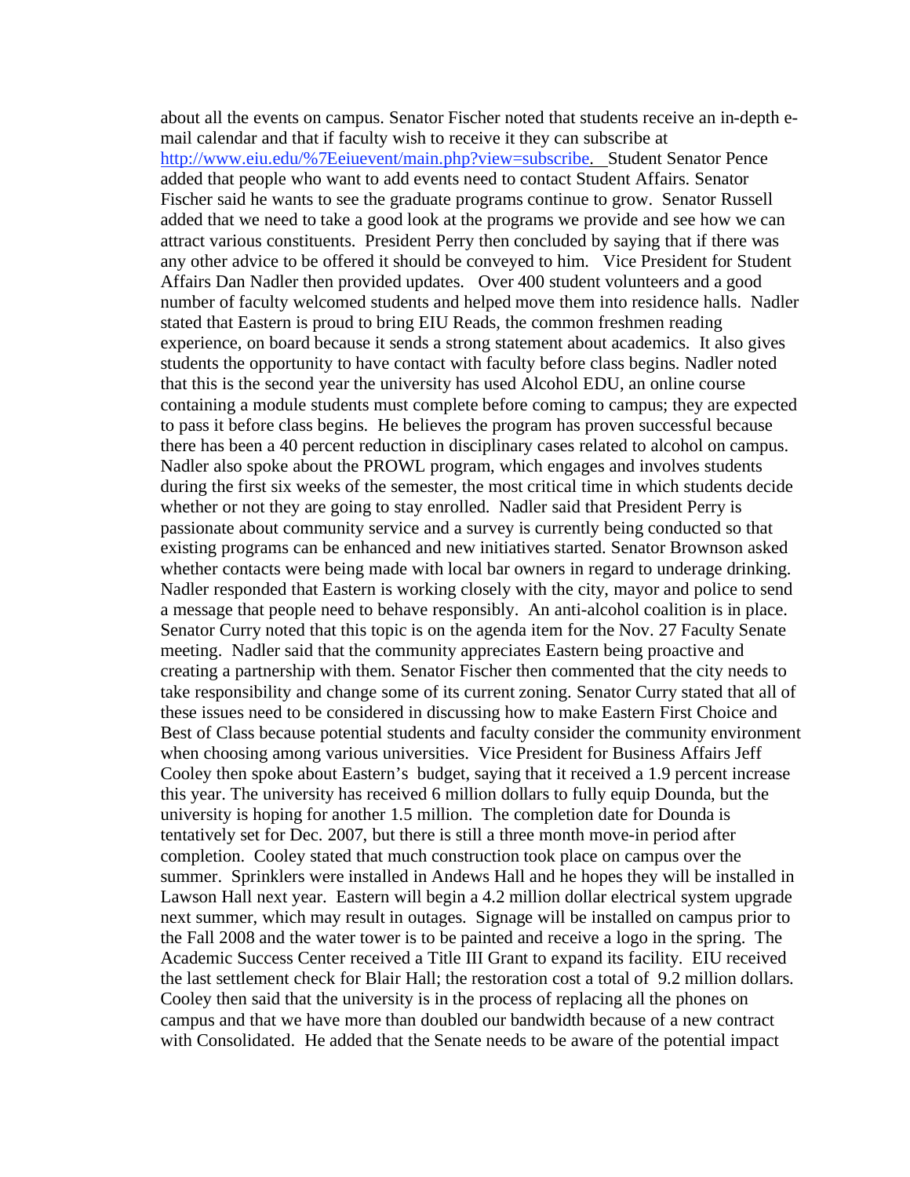about all the events on campus. Senator Fischer noted that students receive an in-depth e-mail calendar and that if faculty wish to receive it they can subscribe at http://www.eiu.edu/%7Eeiuevent/main.php?view=subscribe. Student Senator Pence added that people who want to add events need to contact Student Affairs. Senator Fischer said he wants to see the graduate programs continue to grow. Senator Russell added that we need to take a good look at the programs we provide and see how we can attract various constituents. President Perry then concluded by saying that if there was any other advice to be offered it should be conveyed to him. Vice President for Student Affairs Dan Nadler then provided updates. Over 400 student volunteers and a good number of faculty welcomed students and helped move them into residence halls. Nadler stated that Eastern is proud to bring EIU Reads, the common freshmen reading experience, on board because it sends a strong statement about academics. It also gives students the opportunity to have contact with faculty before class begins. Nadler noted that this is the second year the university has used Alcohol EDU, an online course containing a module students must complete before coming to campus; they are expected to pass it before class begins. He believes the program has proven successful because there has been a 40 percent reduction in disciplinary cases related to alcohol on campus. Nadler also spoke about the PROWL program, which engages and involves students during the first six weeks of the semester, the most critical time in which students decide whether or not they are going to stay enrolled. Nadler said that President Perry is passionate about community service and a survey is currently being conducted so that existing programs can be enhanced and new initiatives started. Senator Brownson asked whether contacts were being made with local bar owners in regard to underage drinking. Nadler responded that Eastern is working closely with the city, mayor and police to send a message that people need to behave responsibly. An anti-alcohol coalition is in place. Senator Curry noted that this topic is on the agenda item for the Nov. 27 Faculty Senate meeting. Nadler said that the community appreciates Eastern being proactive and creating a partnership with them. Senator Fischer then commented that the city needs to take responsibility and change some of its current zoning. Senator Curry stated that all of these issues need to be considered in discussing how to make Eastern First Choice and Best of Class because potential students and faculty consider the community environment when choosing among various universities. Vice President for Business Affairs Jeff Cooley then spoke about Eastern's budget, saying that it received a 1.9 percent increase this year. The university has received 6 million dollars to fully equip Dounda, but the university is hoping for another 1.5 million. The completion date for Dounda is tentatively set for Dec. 2007, but there is still a three month move-in period after completion. Cooley stated that much construction took place on campus over the summer. Sprinklers were installed in Andews Hall and he hopes they will be installed in Lawson Hall next year. Eastern will begin a 4.2 million dollar electrical system upgrade next summer, which may result in outages. Signage will be installed on campus prior to the Fall 2008 and the water tower is to be painted and receive a logo in the spring. The Academic Success Center received a Title III Grant to expand its facility. EIU received the last settlement check for Blair Hall; the restoration cost a total of 9.2 million dollars. Cooley then said that the university is in the process of replacing all the phones on campus and that we have more than doubled our bandwidth because of a new contract with Consolidated. He added that the Senate needs to be aware of the potential impact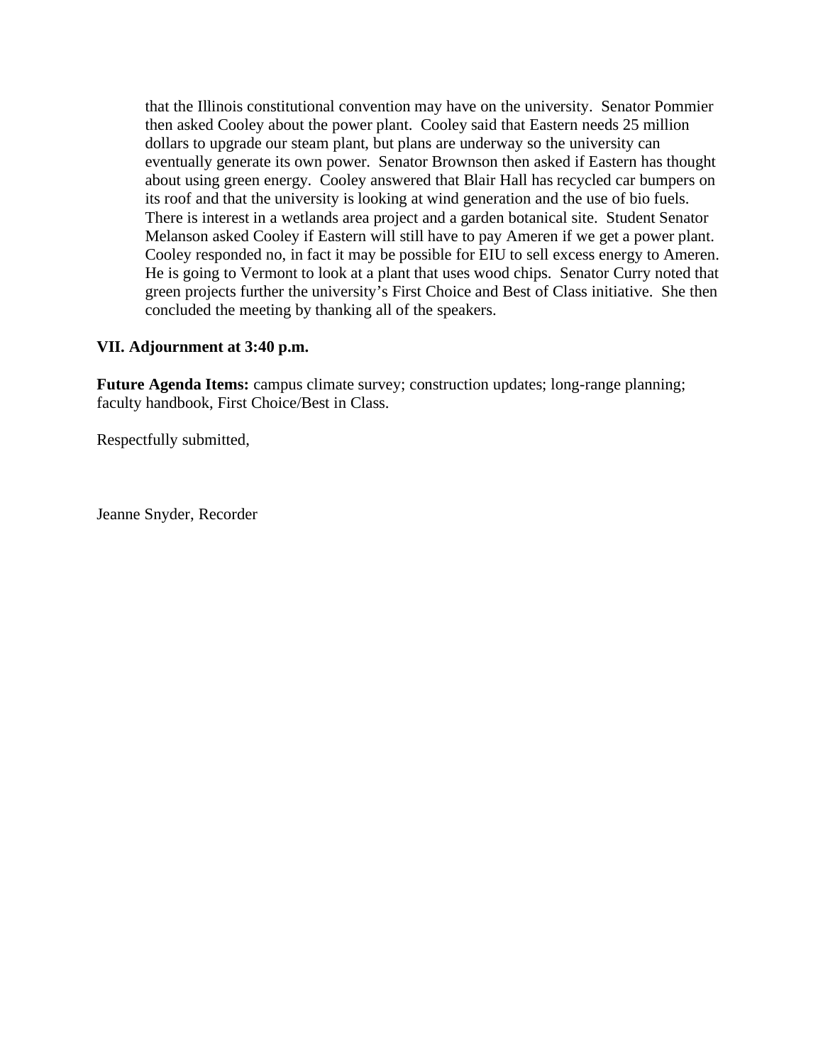that the Illinois constitutional convention may have on the university. Senator Pommier then asked Cooley about the power plant. Cooley said that Eastern needs 25 million dollars to upgrade our steam plant, but plans are underway so the university can eventually generate its own power. Senator Brownson then asked if Eastern has thought about using green energy. Cooley answered that Blair Hall has recycled car bumpers on its roof and that the university is looking at wind generation and the use of bio fuels. There is interest in a wetlands area project and a garden botanical site. Student Senator Melanson asked Cooley if Eastern will still have to pay Ameren if we get a power plant. Cooley responded no, in fact it may be possible for EIU to sell excess energy to Ameren. He is going to Vermont to look at a plant that uses wood chips. Senator Curry noted that green projects further the university's First Choice and Best of Class initiative. She then concluded the meeting by thanking all of the speakers.

**VII. Adjournment at 3:40 p.m.**

**Future Agenda Items:** campus climate survey; construction updates; long-range planning; faculty handbook, First Choice/Best in Class.

Respectfully submitted,

Jeanne Snyder, Recorder